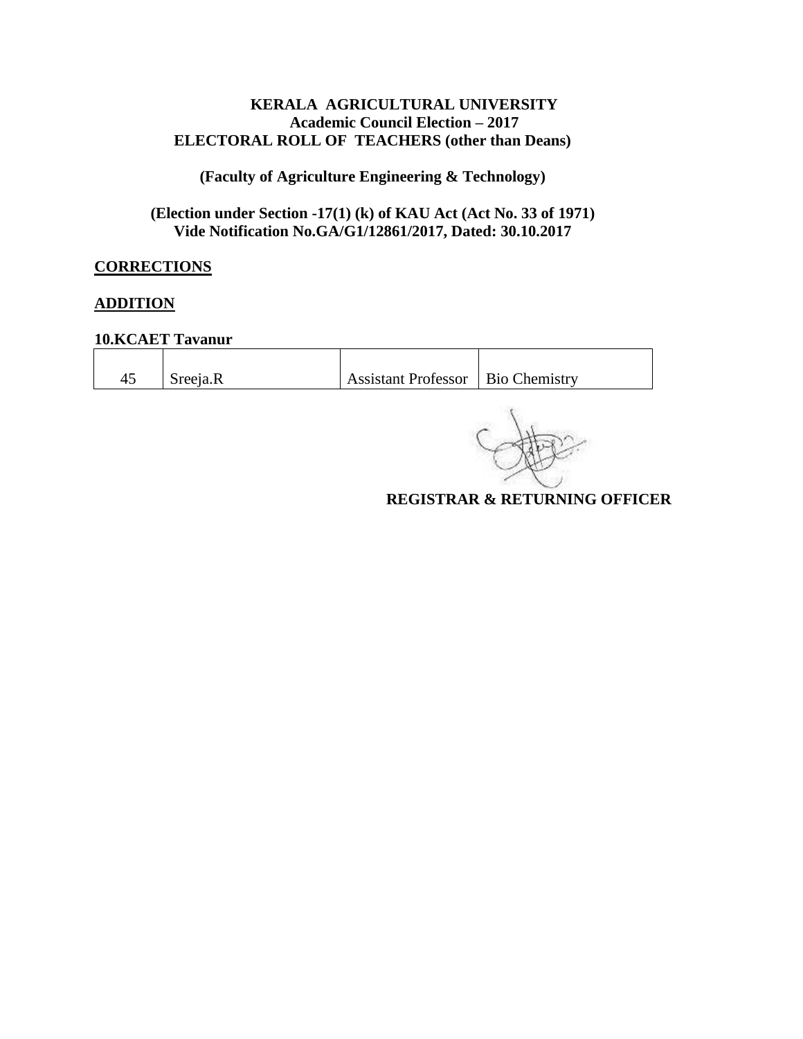**KERALA AGRICULTURAL UNIVERSITY**
**Academic Council Election – 2017**
**ELECTORAL ROLL OF TEACHERS (other than Deans)**

**(Faculty of Agriculture Engineering & Technology)**

**(Election under Section -17(1) (k) of KAU Act (Act No. 33 of 1971)**
**Vide Notification No.GA/G1/12861/2017, Dated: 30.10.2017**

**CORRECTIONS**

**ADDITION**

**10.KCAET Tavanur**

| | | | |
|---|---|---|---|
| 45 | Sreeja.R | Assistant Professor | Bio Chemistry |

**REGISTRAR & RETURNING OFFICER**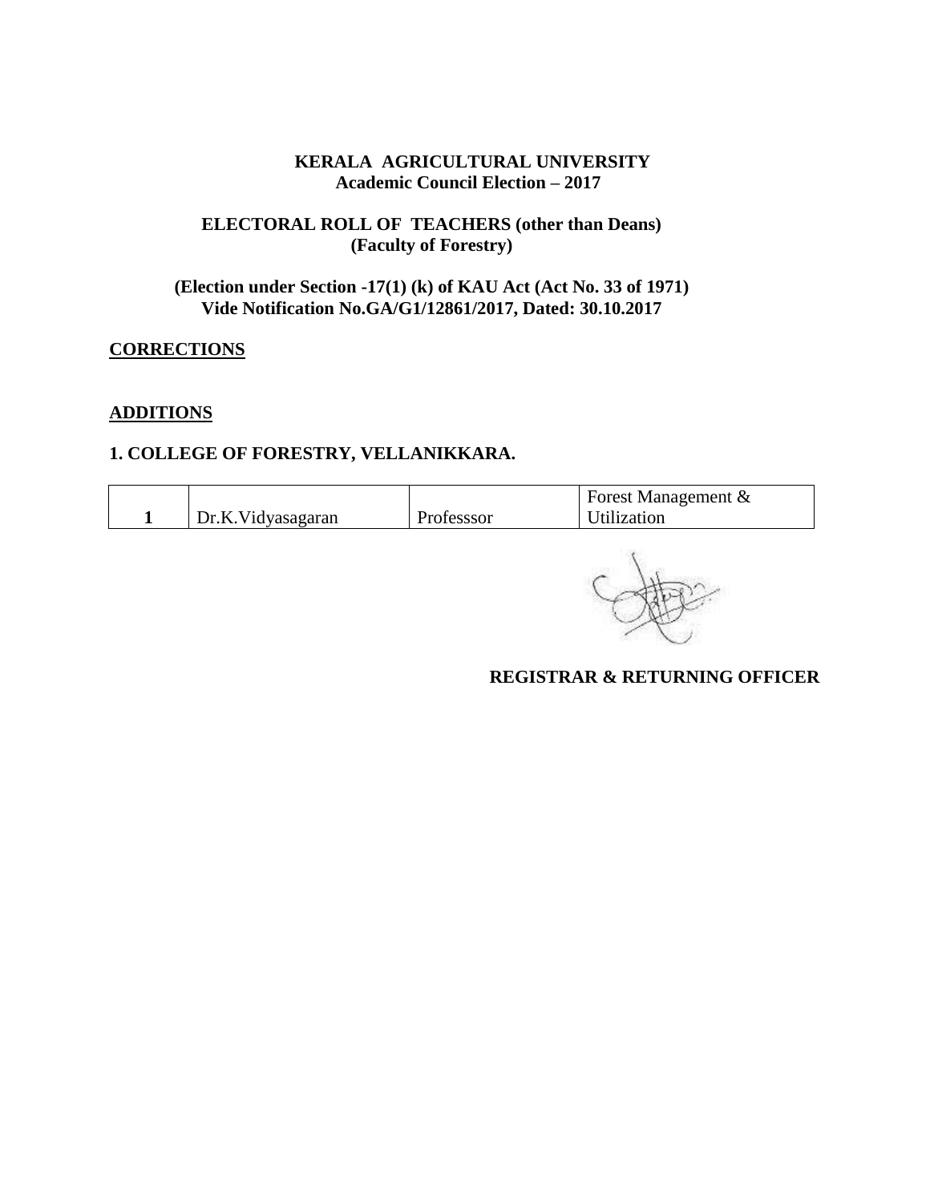**KERALA AGRICULTURAL UNIVERSITY**
**Academic Council Election – 2017**

**ELECTORAL ROLL OF TEACHERS (other than Deans)**
**(Faculty of Forestry)**

**(Election under Section -17(1) (k) of KAU Act (Act No. 33 of 1971)**
**Vide Notification No.GA/G1/12861/2017, Dated: 30.10.2017**

**<u>CORRECTIONS</u>**

**<u>ADDITIONS</u>**

**1. COLLEGE OF FORESTRY, VELLANIKKARA.**

| | | | |
|---|---|---|---|
| **1** | Dr.K.Vidyasagaran | Professsor | Forest Management & Utilization |

**REGISTRAR & RETURNING OFFICER**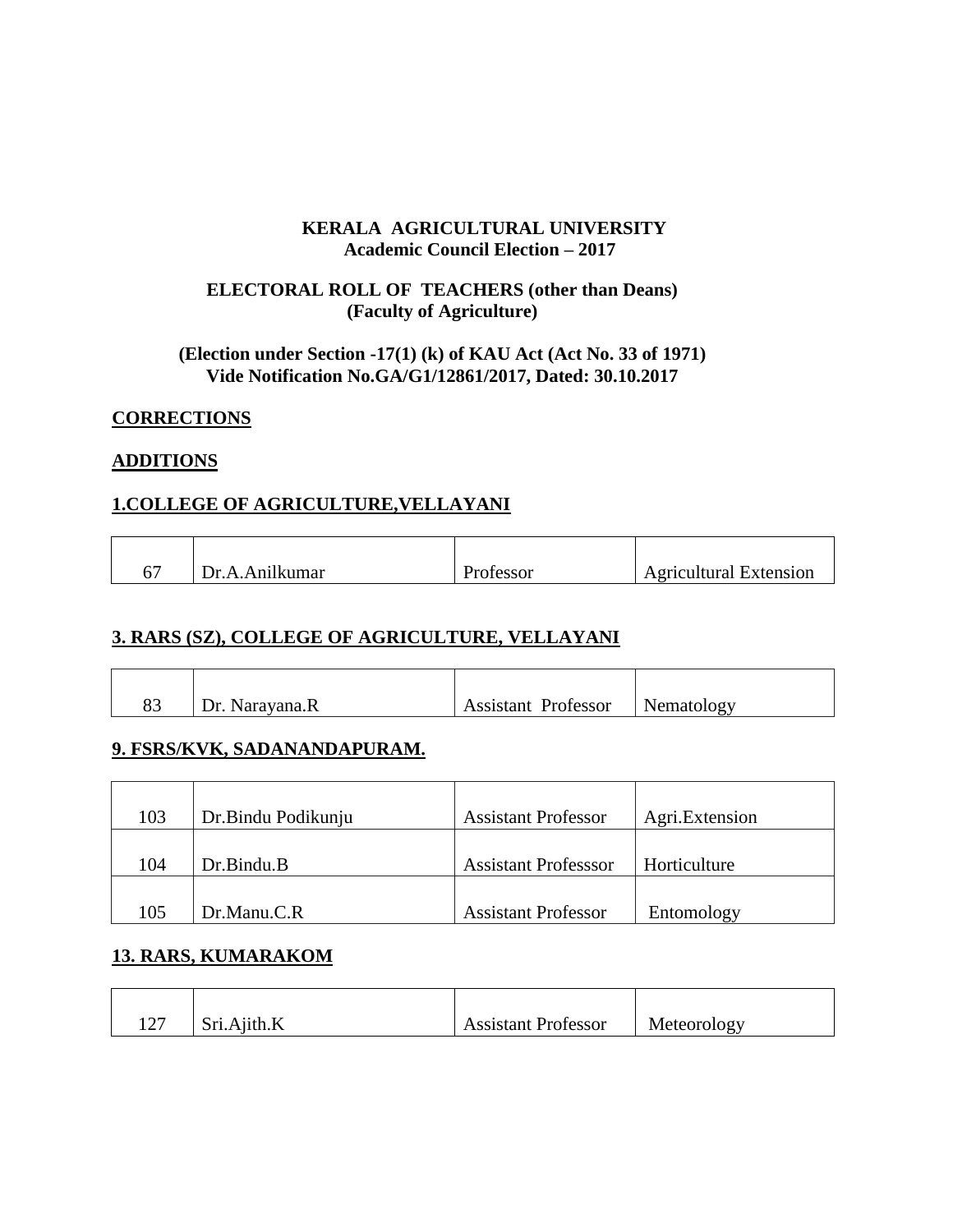**KERALA AGRICULTURAL UNIVERSITY**
**Academic Council Election – 2017**

**ELECTORAL ROLL OF TEACHERS (other than Deans)**
**(Faculty of Agriculture)**

**(Election under Section -17(1) (k) of KAU Act (Act No. 33 of 1971)**
**Vide Notification No.GA/G1/12861/2017, Dated: 30.10.2017**

**CORRECTIONS**

**ADDITIONS**

**1.COLLEGE OF AGRICULTURE,VELLAYANI**

| | | | |
|---|---|---|---|
| 67 | Dr.A.Anilkumar | Professor | Agricultural Extension |

**3. RARS (SZ), COLLEGE OF AGRICULTURE, VELLAYANI**

| | | | |
|---|---|---|---|
| 83 | Dr. Narayana.R | Assistant Professor | Nematology |

**9. FSRS/KVK, SADANANDAPURAM.**

| | | | |
|---|---|---|---|
| 103 | Dr.Bindu Podikunju | Assistant Professor | Agri.Extension |
| 104 | Dr.Bindu.B | Assistant Professsor | Horticulture |
| 105 | Dr.Manu.C.R | Assistant Professor | Entomology |

**13. RARS, KUMARAKOM**

| | | | |
|---|---|---|---|
| 127 | Sri.Ajith.K | Assistant Professor | Meteorology |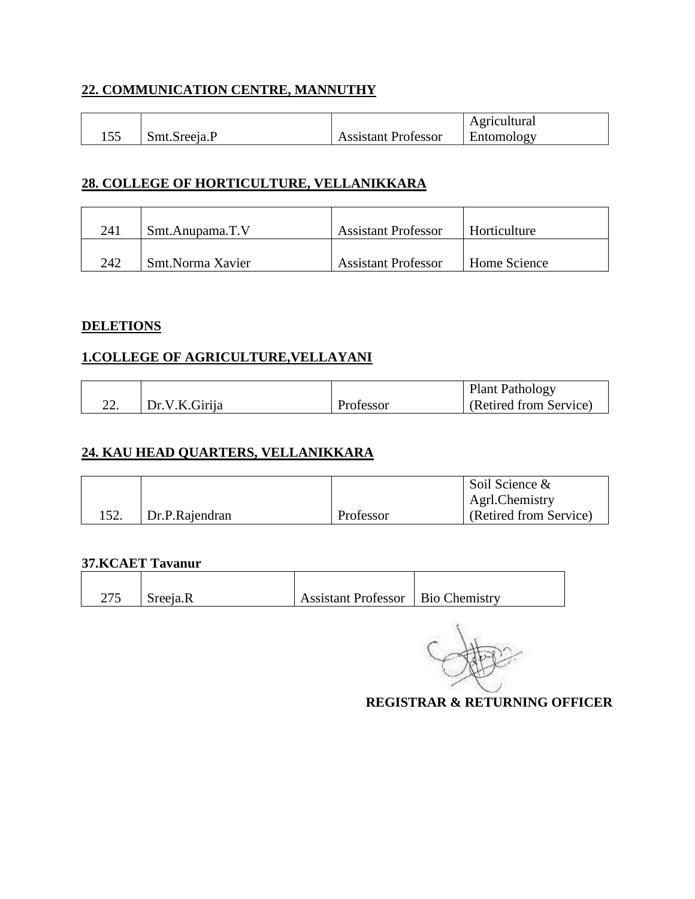**22. COMMUNICATION CENTRE, MANNUTHY**

| | | | |
|---|---|---|---|
| 155 | Smt.Sreeja.P | Assistant Professor | Agricultural Entomology |

**28. COLLEGE OF HORTICULTURE, VELLANIKKARA**

| | | | |
|---|---|---|---|
| 241 | Smt.Anupama.T.V | Assistant Professor | Horticulture |
| 242 | Smt.Norma Xavier | Assistant Professor | Home Science |

**DELETIONS**

**1.COLLEGE OF AGRICULTURE,VELLAYANI**

| | | | |
|---|---|---|---|
| 22. | Dr.V.K.Girija | Professor | Plant Pathology (Retired from Service) |

**24. KAU HEAD QUARTERS, VELLANIKKARA**

| | | | |
|---|---|---|---|
| 152. | Dr.P.Rajendran | Professor | Soil Science & Agrl.Chemistry (Retired from Service) |

**37.KCAET Tavanur**

| | | | |
|---|---|---|---|
| 275 | Sreeja.R | Assistant Professor | Bio Chemistry |

**REGISTRAR & RETURNING OFFICER**